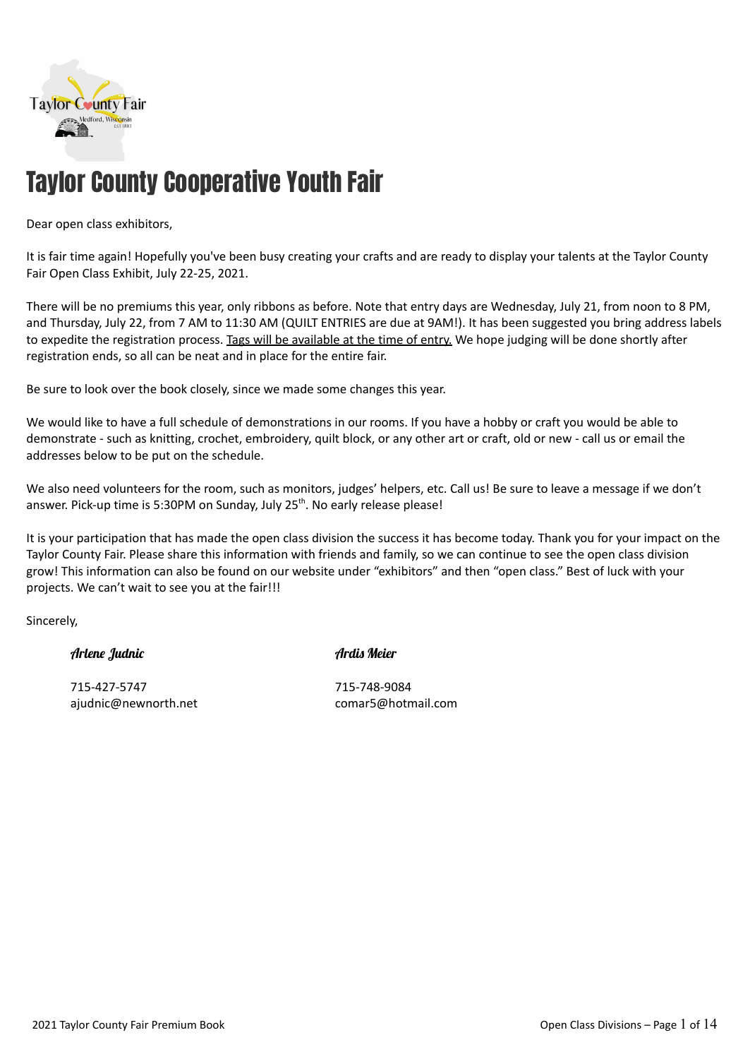# Taylor County Cooperative Youth Fair

Dear open class exhibitors,

It is fair time again! Hopefully you've been busy creating your crafts and are ready to display your talents at the Taylor County Fair Open Class Exhibit, July 22-25, 2021.

There will be no premiums this year, only ribbons as before. Note that entry days are Wednesday, July 21, from noon to 8 PM, and Thursday, July 22, from 7 AM to 11:30 AM (QUILT ENTRIES are due at 9AM!). It has been suggested you bring address labels to expedite the registration process. Tags will be available at the time of entry. We hope judging will be done shortly after registration ends, so all can be neat and in place for the entire fair.

Be sure to look over the book closely, since we made some changes this year.

We would like to have a full schedule of demonstrations in our rooms. If you have a hobby or craft you would be able to demonstrate - such as knitting, crochet, embroidery, quilt block, or any other art or craft, old or new - call us or email the addresses below to be put on the schedule.

We also need volunteers for the room, such as monitors, judges' helpers, etc. Call us! Be sure to leave a message if we don't answer. Pick-up time is 5:30PM on Sunday, July 25th. No early release please!

It is your participation that has made the open class division the success it has become today. Thank you for your impact on the Taylor County Fair. Please share this information with friends and family, so we can continue to see the open class division grow! This information can also be found on our website under "exhibitors" and then "open class." Best of luck with your projects. We can't wait to see you at the fair!!!

Sincerely,

*Arlene Judnic*

715-427-5747
ajudnic@newnorth.net

*Ardis Meier*

715-748-9084
comar5@hotmail.com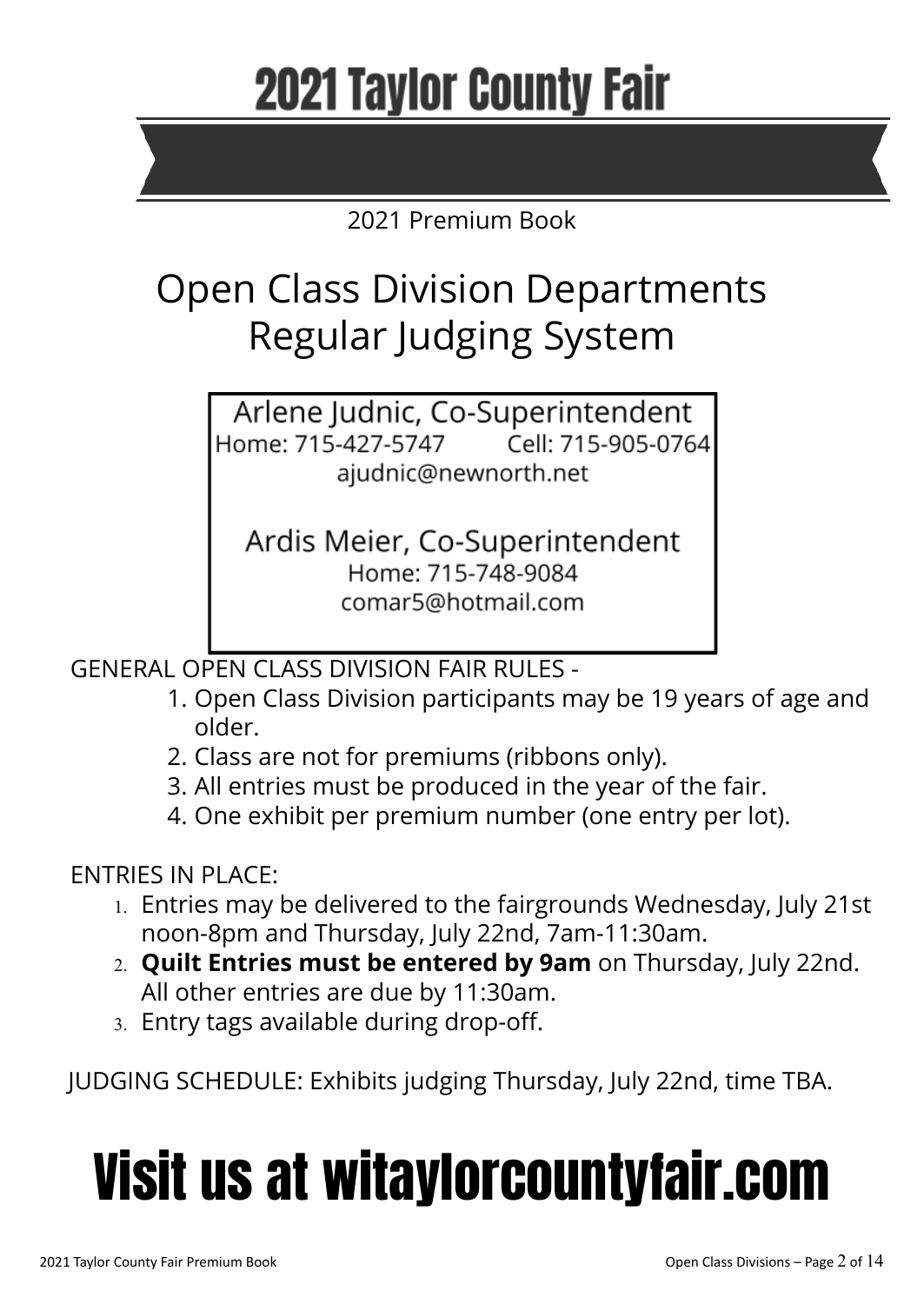# 2021 Taylor County Fair

2021 Premium Book

## Open Class Division Departments
## Regular Judging System

Arlene Judnic, Co-Superintendent
Home: 715-427-5747 Cell: 715-905-0764
ajudnic@newnorth.net

Ardis Meier, Co-Superintendent
Home: 715-748-9084
comar5@hotmail.com

GENERAL OPEN CLASS DIVISION FAIR RULES -

1. Open Class Division participants may be 19 years of age and older.
2. Class are not for premiums (ribbons only).
3. All entries must be produced in the year of the fair.
4. One exhibit per premium number (one entry per lot).

ENTRIES IN PLACE:

1. Entries may be delivered to the fairgrounds Wednesday, July 21st noon-8pm and Thursday, July 22nd, 7am-11:30am.
2. **Quilt Entries must be entered by 9am** on Thursday, July 22nd. All other entries are due by 11:30am.
3. Entry tags available during drop-off.

JUDGING SCHEDULE: Exhibits judging Thursday, July 22nd, time TBA.

# Visit us at witaylorcountyfair.com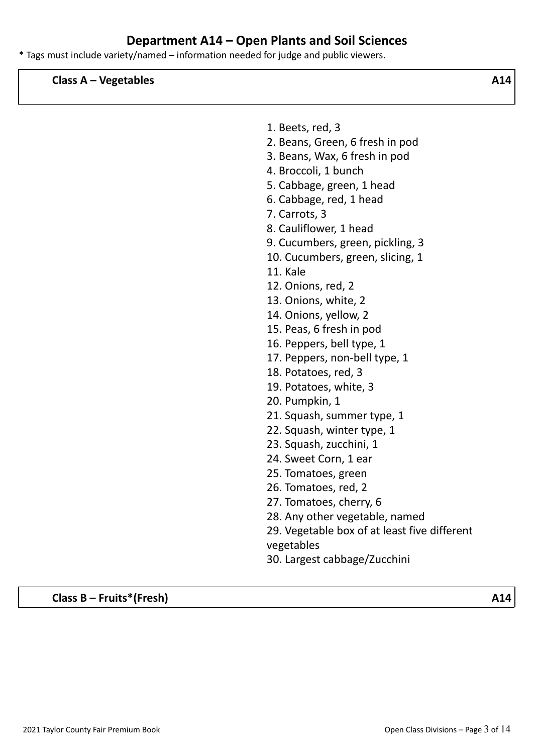## Department A14 – Open Plants and Soil Sciences

* Tags must include variety/named – information needed for judge and public viewers.

### Class A – Vegetables — A14

1. Beets, red, 3
2. Beans, Green, 6 fresh in pod
3. Beans, Wax, 6 fresh in pod
4. Broccoli, 1 bunch
5. Cabbage, green, 1 head
6. Cabbage, red, 1 head
7. Carrots, 3
8. Cauliflower, 1 head
9. Cucumbers, green, pickling, 3
10. Cucumbers, green, slicing, 1
11. Kale
12. Onions, red, 2
13. Onions, white, 2
14. Onions, yellow, 2
15. Peas, 6 fresh in pod
16. Peppers, bell type, 1
17. Peppers, non-bell type, 1
18. Potatoes, red, 3
19. Potatoes, white, 3
20. Pumpkin, 1
21. Squash, summer type, 1
22. Squash, winter type, 1
23. Squash, zucchini, 1
24. Sweet Corn, 1 ear
25. Tomatoes, green
26. Tomatoes, red, 2
27. Tomatoes, cherry, 6
28. Any other vegetable, named
29. Vegetable box of at least five different vegetables
30. Largest cabbage/Zucchini

### Class B – Fruits*(Fresh) — A14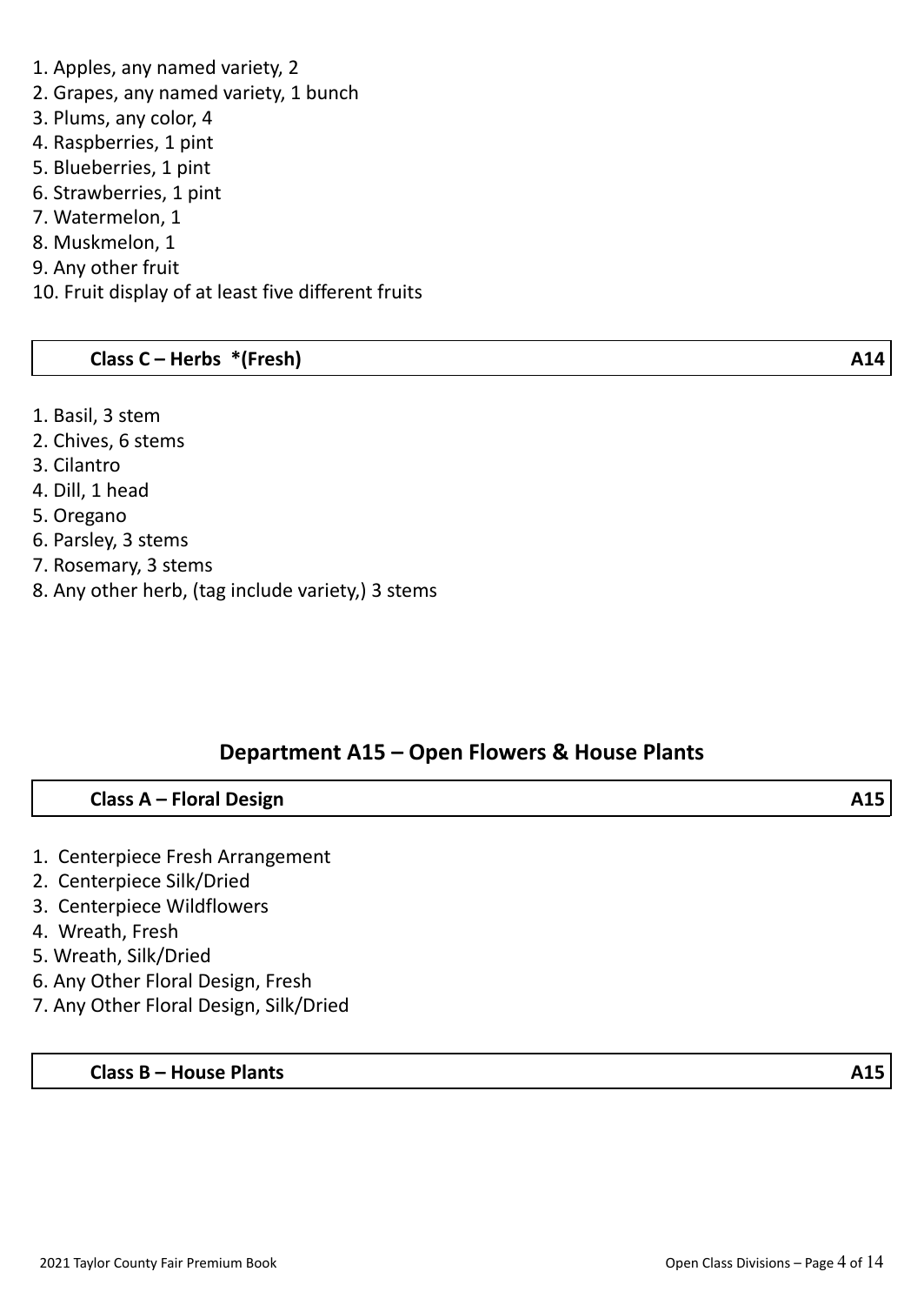1. Apples, any named variety, 2
2. Grapes, any named variety, 1 bunch
3. Plums, any color, 4
4. Raspberries, 1 pint
5. Blueberries, 1 pint
6. Strawberries, 1 pint
7. Watermelon, 1
8. Muskmelon, 1
9. Any other fruit
10. Fruit display of at least five different fruits

| **Class C – Herbs \*(Fresh)** | **A14** |
|---|---|

1. Basil, 3 stem
2. Chives, 6 stems
3. Cilantro
4. Dill, 1 head
5. Oregano
6. Parsley, 3 stems
7. Rosemary, 3 stems
8. Any other herb, (tag include variety,) 3 stems

## Department A15 – Open Flowers & House Plants

| **Class A – Floral Design** | **A15** |
|---|---|

1. Centerpiece Fresh Arrangement
2. Centerpiece Silk/Dried
3. Centerpiece Wildflowers
4. Wreath, Fresh
5. Wreath, Silk/Dried
6. Any Other Floral Design, Fresh
7. Any Other Floral Design, Silk/Dried

| **Class B – House Plants** | **A15** |
|---|---|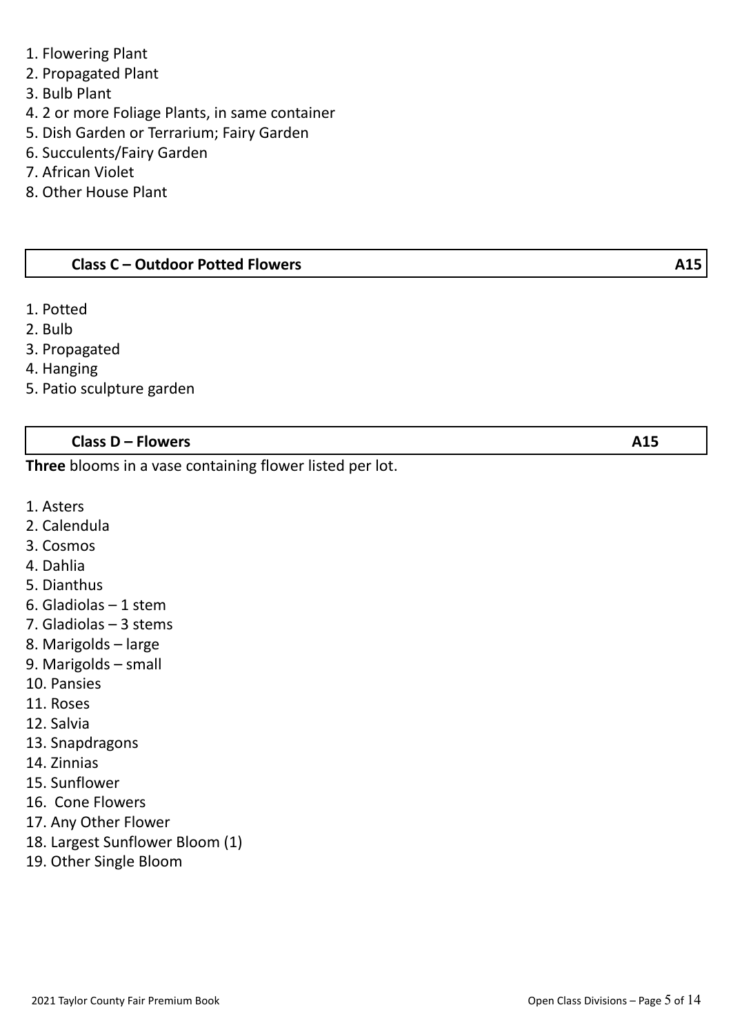1. Flowering Plant
2. Propagated Plant
3. Bulb Plant
4. 2 or more Foliage Plants, in same container
5. Dish Garden or Terrarium; Fairy Garden
6. Succulents/Fairy Garden
7. African Violet
8. Other House Plant

### Class C – Outdoor Potted Flowers A15

1. Potted
2. Bulb
3. Propagated
4. Hanging
5. Patio sculpture garden

### Class D – Flowers A15

**Three** blooms in a vase containing flower listed per lot.

1. Asters
2. Calendula
3. Cosmos
4. Dahlia
5. Dianthus
6. Gladiolas – 1 stem
7. Gladiolas – 3 stems
8. Marigolds – large
9. Marigolds – small
10. Pansies
11. Roses
12. Salvia
13. Snapdragons
14. Zinnias
15. Sunflower
16. Cone Flowers
17. Any Other Flower
18. Largest Sunflower Bloom (1)
19. Other Single Bloom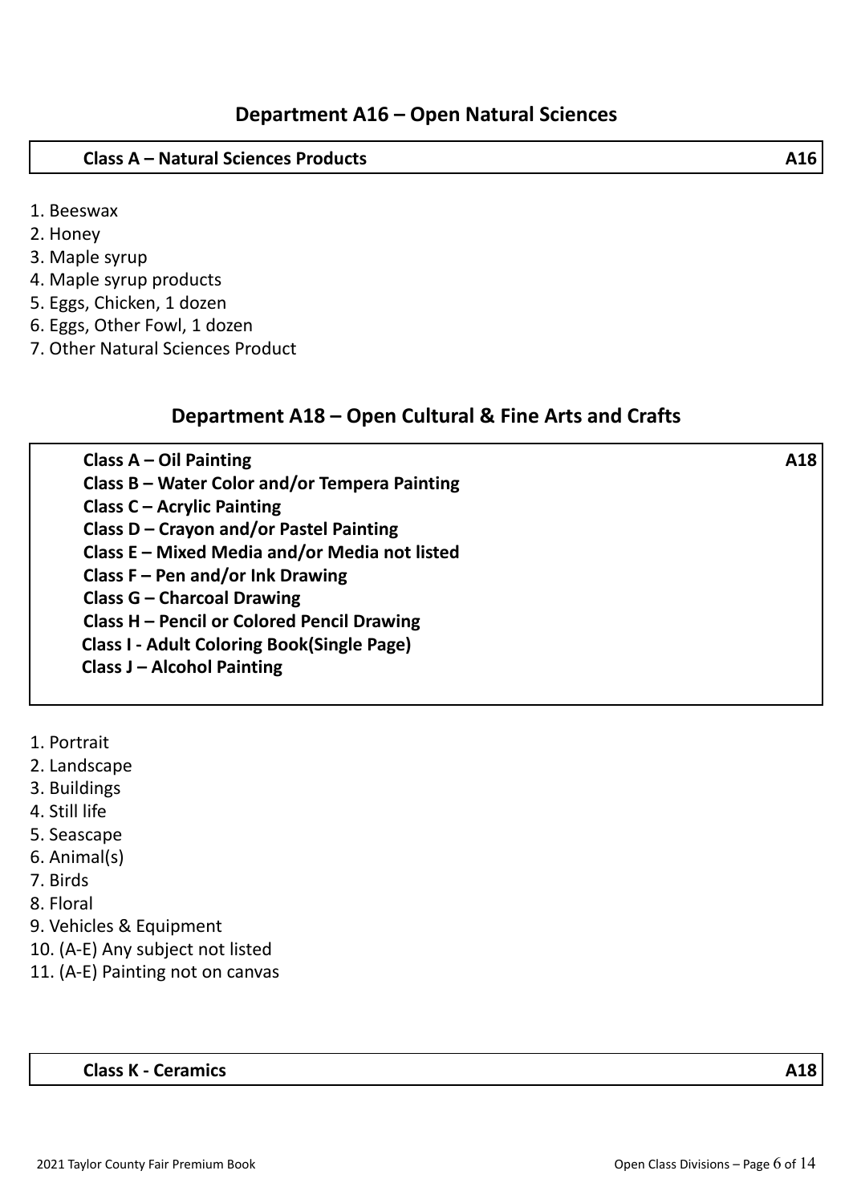## Department A16 – Open Natural Sciences

**Class A – Natural Sciences Products** **A16**

1. Beeswax
2. Honey
3. Maple syrup
4. Maple syrup products
5. Eggs, Chicken, 1 dozen
6. Eggs, Other Fowl, 1 dozen
7. Other Natural Sciences Product

## Department A18 – Open Cultural & Fine Arts and Crafts

**Class A – Oil Painting** **A18**
**Class B – Water Color and/or Tempera Painting**
**Class C – Acrylic Painting**
**Class D – Crayon and/or Pastel Painting**
**Class E – Mixed Media and/or Media not listed**
**Class F – Pen and/or Ink Drawing**
**Class G – Charcoal Drawing**
**Class H – Pencil or Colored Pencil Drawing**
**Class I - Adult Coloring Book(Single Page)**
**Class J – Alcohol Painting**

1. Portrait
2. Landscape
3. Buildings
4. Still life
5. Seascape
6. Animal(s)
7. Birds
8. Floral
9. Vehicles & Equipment
10. (A-E) Any subject not listed
11. (A-E) Painting not on canvas

**Class K - Ceramics** **A18**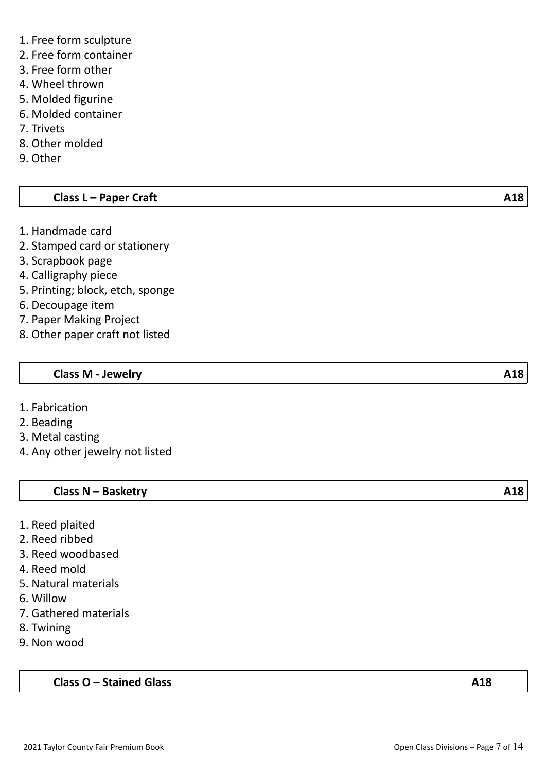1. Free form sculpture
2. Free form container
3. Free form other
4. Wheel thrown
5. Molded figurine
6. Molded container
7. Trivets
8. Other molded
9. Other

| **Class L – Paper Craft** | **A18** |
|---|---|

1. Handmade card
2. Stamped card or stationery
3. Scrapbook page
4. Calligraphy piece
5. Printing; block, etch, sponge
6. Decoupage item
7. Paper Making Project
8. Other paper craft not listed

| **Class M - Jewelry** | **A18** |
|---|---|

1. Fabrication
2. Beading
3. Metal casting
4. Any other jewelry not listed

| **Class N – Basketry** | **A18** |
|---|---|

1. Reed plaited
2. Reed ribbed
3. Reed woodbased
4. Reed mold
5. Natural materials
6. Willow
7. Gathered materials
8. Twining
9. Non wood

| **Class O – Stained Glass** | **A18** |
|---|---|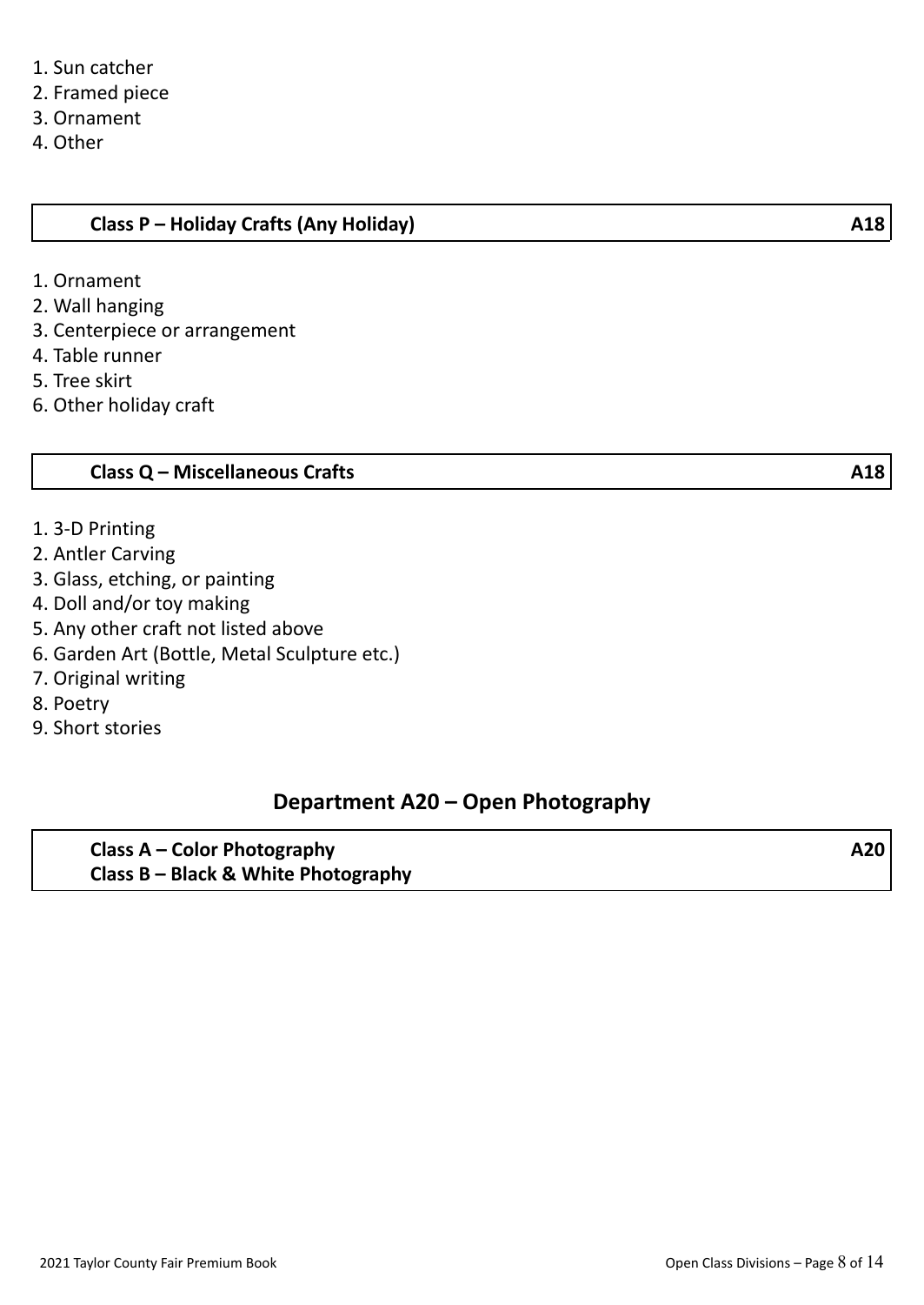1. Sun catcher
2. Framed piece
3. Ornament
4. Other

### Class P – Holiday Crafts (Any Holiday) — A18

1. Ornament
2. Wall hanging
3. Centerpiece or arrangement
4. Table runner
5. Tree skirt
6. Other holiday craft

### Class Q – Miscellaneous Crafts — A18

1. 3-D Printing
2. Antler Carving
3. Glass, etching, or painting
4. Doll and/or toy making
5. Any other craft not listed above
6. Garden Art (Bottle, Metal Sculpture etc.)
7. Original writing
8. Poetry
9. Short stories

## Department A20 – Open Photography

### Class A – Color Photography — A20
### Class B – Black & White Photography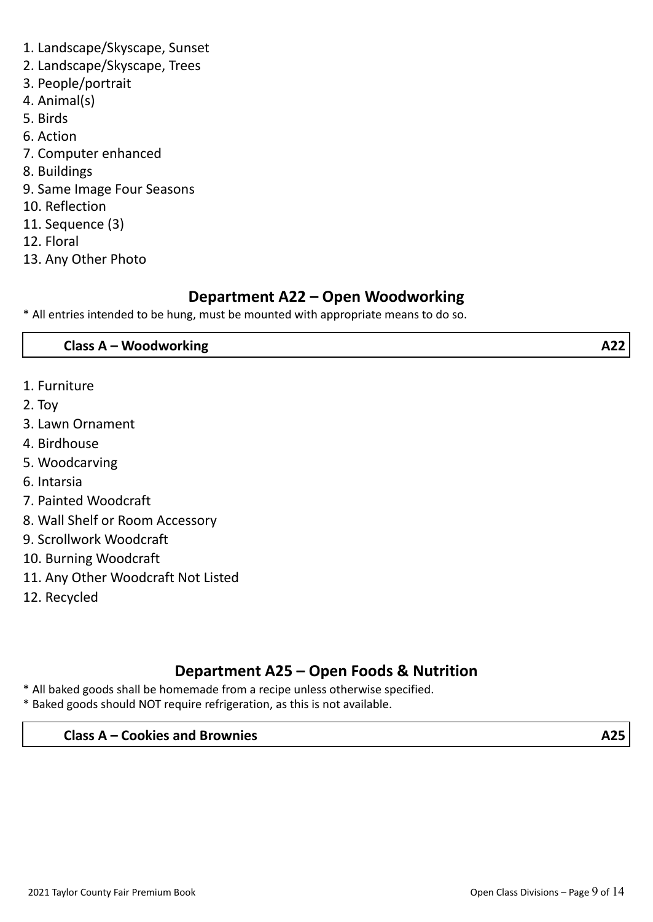1. Landscape/Skyscape, Sunset
2. Landscape/Skyscape, Trees
3. People/portrait
4. Animal(s)
5. Birds
6. Action
7. Computer enhanced
8. Buildings
9. Same Image Four Seasons
10. Reflection
11. Sequence (3)
12. Floral
13. Any Other Photo

## Department A22 – Open Woodworking

* All entries intended to be hung, must be mounted with appropriate means to do so.

| **Class A – Woodworking** | **A22** |
|---|---|

1. Furniture
2. Toy
3. Lawn Ornament
4. Birdhouse
5. Woodcarving
6. Intarsia
7. Painted Woodcraft
8. Wall Shelf or Room Accessory
9. Scrollwork Woodcraft
10. Burning Woodcraft
11. Any Other Woodcraft Not Listed
12. Recycled

## Department A25 – Open Foods & Nutrition

* All baked goods shall be homemade from a recipe unless otherwise specified.
* Baked goods should NOT require refrigeration, as this is not available.

| **Class A – Cookies and Brownies** | **A25** |
|---|---|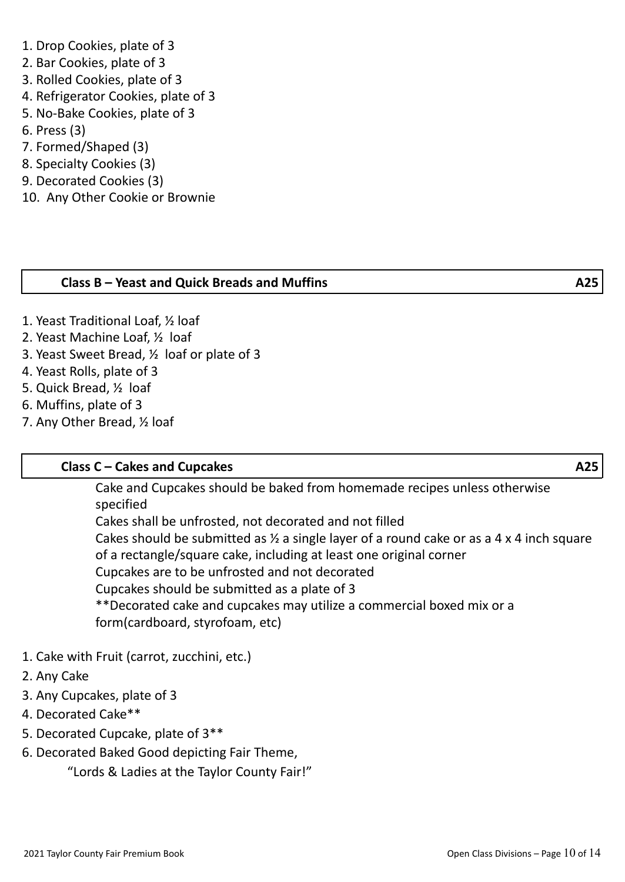1. Drop Cookies, plate of 3
2. Bar Cookies, plate of 3
3. Rolled Cookies, plate of 3
4. Refrigerator Cookies, plate of 3
5. No-Bake Cookies, plate of 3
6. Press (3)
7. Formed/Shaped (3)
8. Specialty Cookies (3)
9. Decorated Cookies (3)
10. Any Other Cookie or Brownie

| **Class B – Yeast and Quick Breads and Muffins** | **A25** |
|---|---|

1. Yeast Traditional Loaf, ½ loaf
2. Yeast Machine Loaf, ½ loaf
3. Yeast Sweet Bread, ½ loaf or plate of 3
4. Yeast Rolls, plate of 3
5. Quick Bread, ½ loaf
6. Muffins, plate of 3
7. Any Other Bread, ½ loaf

| **Class C – Cakes and Cupcakes** | **A25** |
|---|---|

Cake and Cupcakes should be baked from homemade recipes unless otherwise specified
Cakes shall be unfrosted, not decorated and not filled
Cakes should be submitted as ½ a single layer of a round cake or as a 4 x 4 inch square of a rectangle/square cake, including at least one original corner
Cupcakes are to be unfrosted and not decorated
Cupcakes should be submitted as a plate of 3
**Decorated cake and cupcakes may utilize a commercial boxed mix or a form(cardboard, styrofoam, etc)

1. Cake with Fruit (carrot, zucchini, etc.)
2. Any Cake
3. Any Cupcakes, plate of 3
4. Decorated Cake**
5. Decorated Cupcake, plate of 3**
6. Decorated Baked Good depicting Fair Theme,
   "Lords & Ladies at the Taylor County Fair!"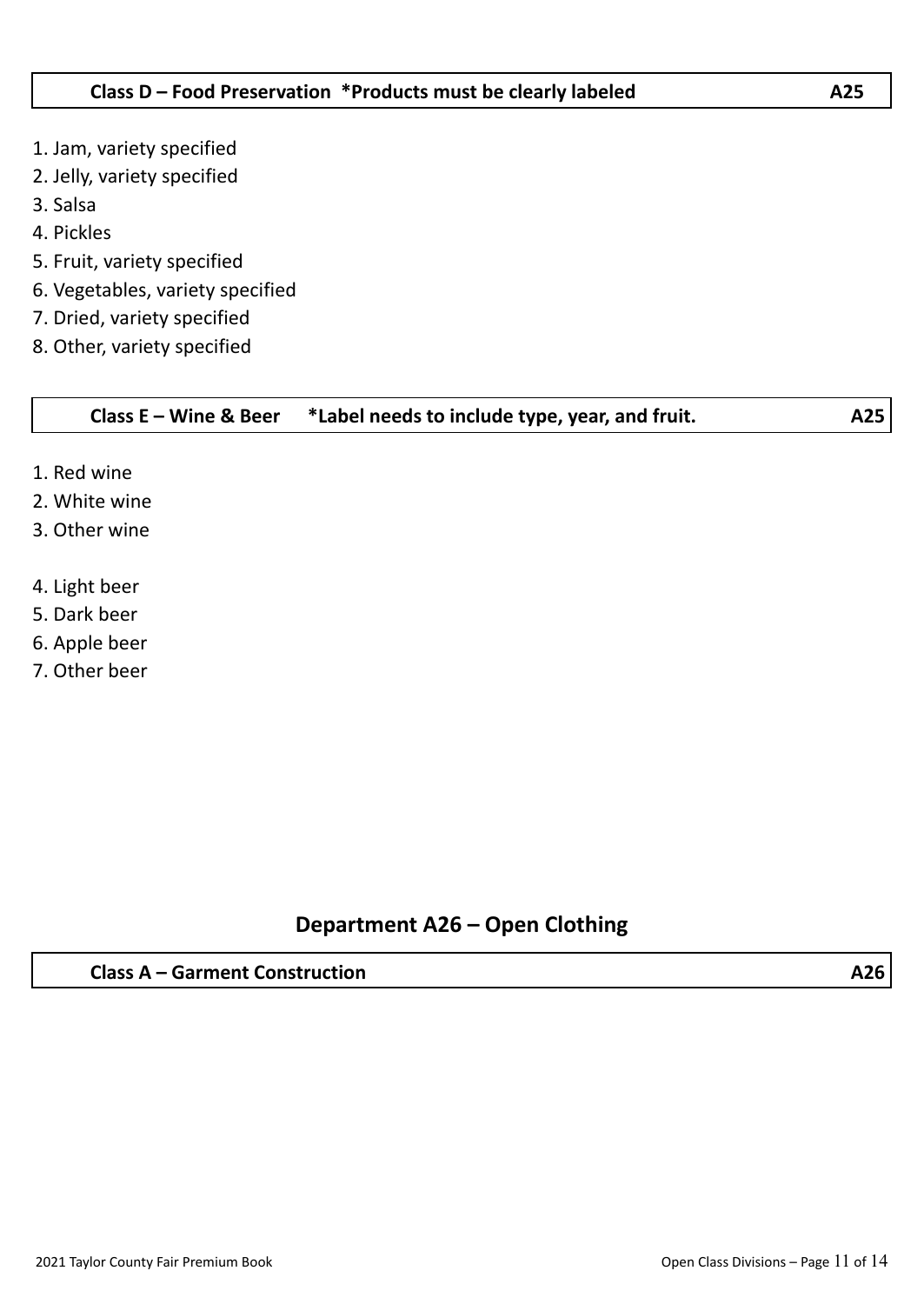### Class D – Food Preservation *Products must be clearly labeled — A25

1. Jam, variety specified
2. Jelly, variety specified
3. Salsa
4. Pickles
5. Fruit, variety specified
6. Vegetables, variety specified
7. Dried, variety specified
8. Other, variety specified

### Class E – Wine & Beer *Label needs to include type, year, and fruit. — A25

1. Red wine
2. White wine
3. Other wine

4. Light beer
5. Dark beer
6. Apple beer
7. Other beer

## Department A26 – Open Clothing

### Class A – Garment Construction — A26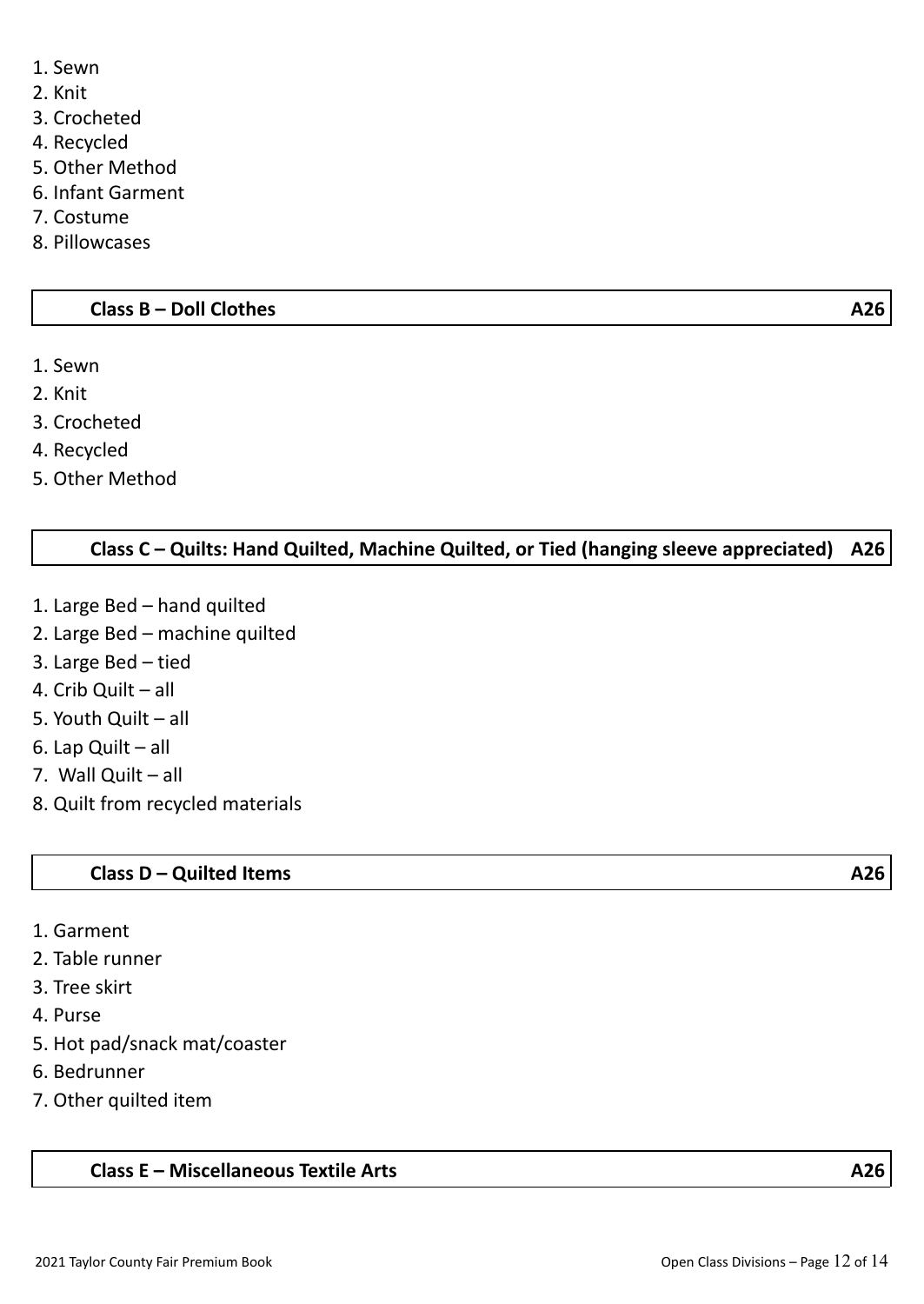1. Sewn
2. Knit
3. Crocheted
4. Recycled
5. Other Method
6. Infant Garment
7. Costume
8. Pillowcases

## Class B – Doll Clothes A26

1. Sewn
2. Knit
3. Crocheted
4. Recycled
5. Other Method

## Class C – Quilts: Hand Quilted, Machine Quilted, or Tied (hanging sleeve appreciated) A26

1. Large Bed – hand quilted
2. Large Bed – machine quilted
3. Large Bed – tied
4. Crib Quilt – all
5. Youth Quilt – all
6. Lap Quilt – all
7. Wall Quilt – all
8. Quilt from recycled materials

## Class D – Quilted Items A26

1. Garment
2. Table runner
3. Tree skirt
4. Purse
5. Hot pad/snack mat/coaster
6. Bedrunner
7. Other quilted item

## Class E – Miscellaneous Textile Arts A26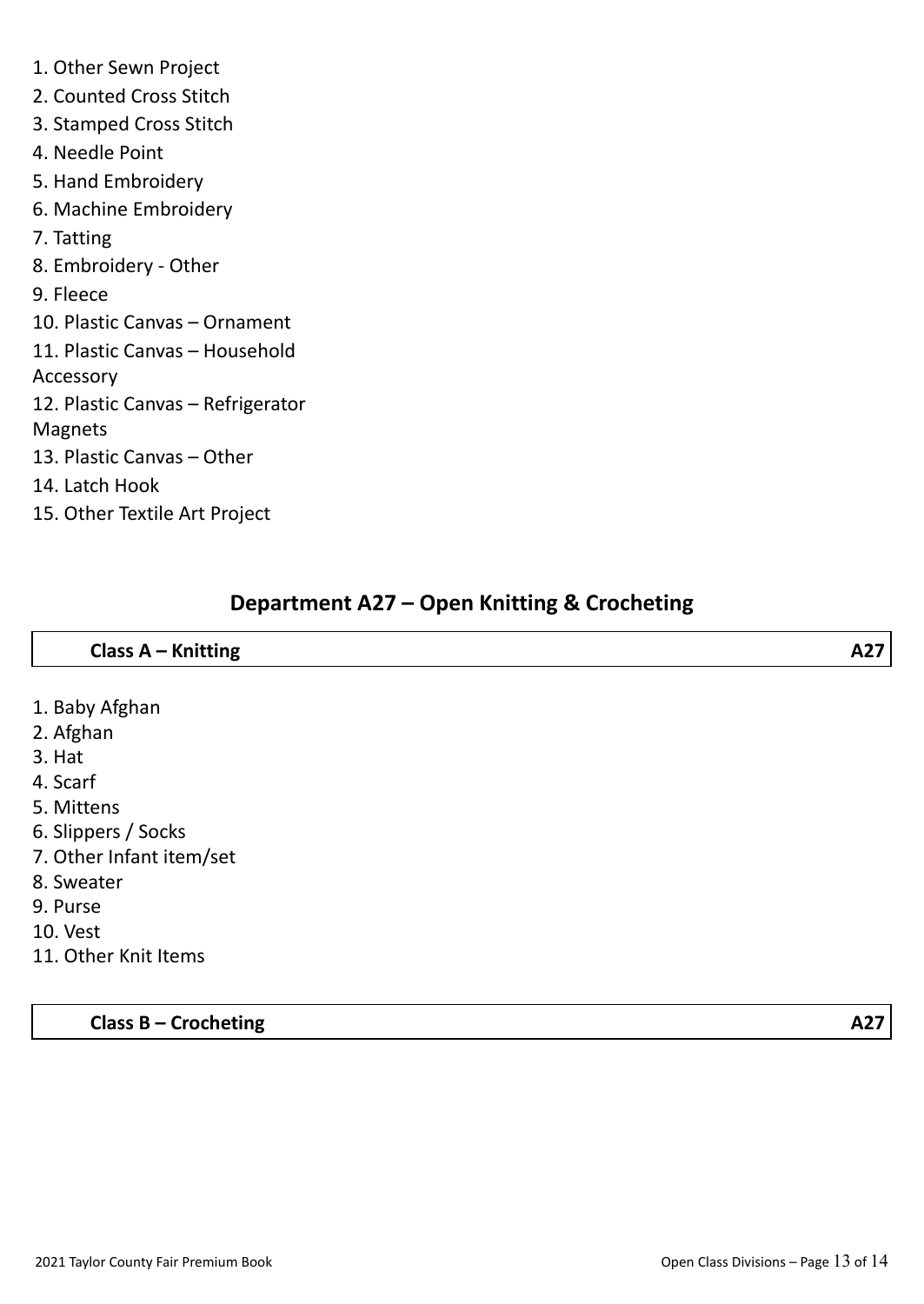1. Other Sewn Project
2. Counted Cross Stitch
3. Stamped Cross Stitch
4. Needle Point
5. Hand Embroidery
6. Machine Embroidery
7. Tatting
8. Embroidery - Other
9. Fleece
10. Plastic Canvas – Ornament
11. Plastic Canvas – Household Accessory
12. Plastic Canvas – Refrigerator Magnets
13. Plastic Canvas – Other
14. Latch Hook
15. Other Textile Art Project

## Department A27 – Open Knitting & Crocheting

| **Class A – Knitting** | **A27** |
|---|---|

1. Baby Afghan
2. Afghan
3. Hat
4. Scarf
5. Mittens
6. Slippers / Socks
7. Other Infant item/set
8. Sweater
9. Purse
10. Vest
11. Other Knit Items

| **Class B – Crocheting** | **A27** |
|---|---|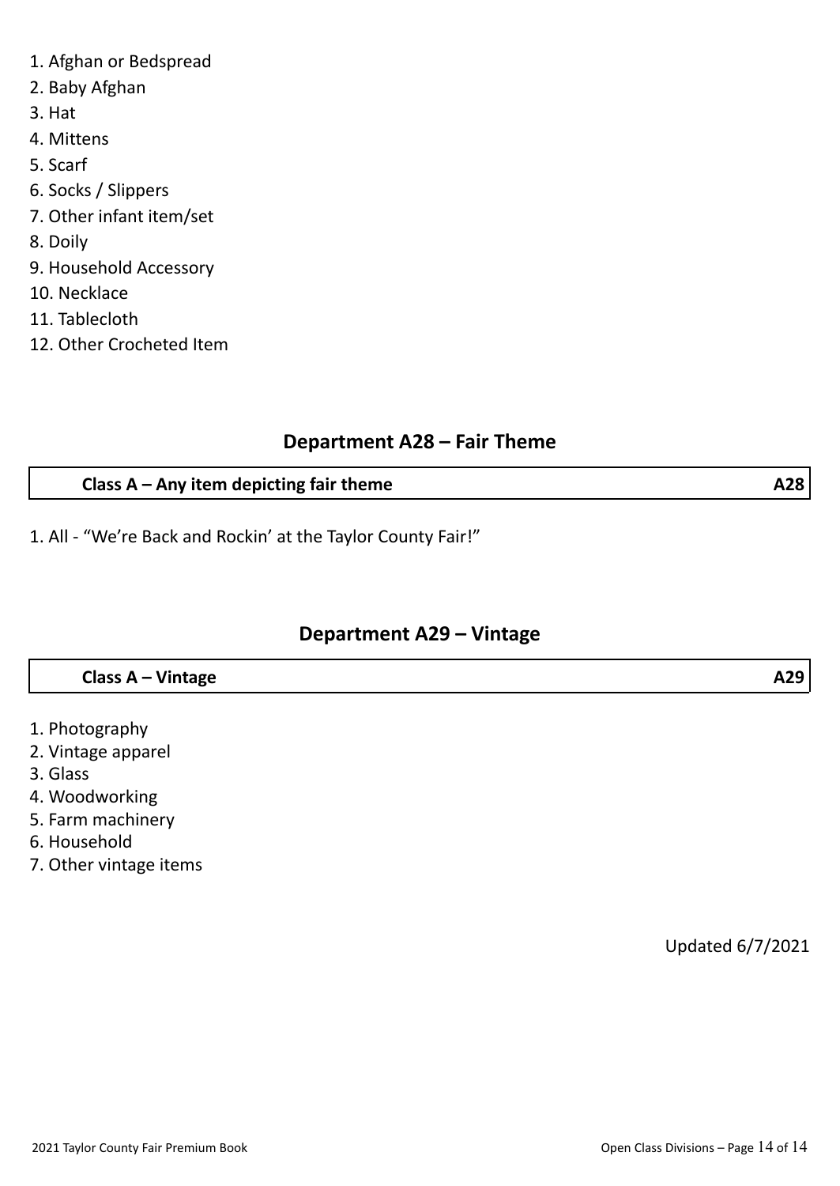1. Afghan or Bedspread
2. Baby Afghan
3. Hat
4. Mittens
5. Scarf
6. Socks / Slippers
7. Other infant item/set
8. Doily
9. Household Accessory
10. Necklace
11. Tablecloth
12. Other Crocheted Item

## Department A28 – Fair Theme

| **Class A – Any item depicting fair theme** | **A28** |
|---|---|

1. All - "We're Back and Rockin' at the Taylor County Fair!"

## Department A29 – Vintage

| **Class A – Vintage** | **A29** |
|---|---|

1. Photography
2. Vintage apparel
3. Glass
4. Woodworking
5. Farm machinery
6. Household
7. Other vintage items

Updated 6/7/2021